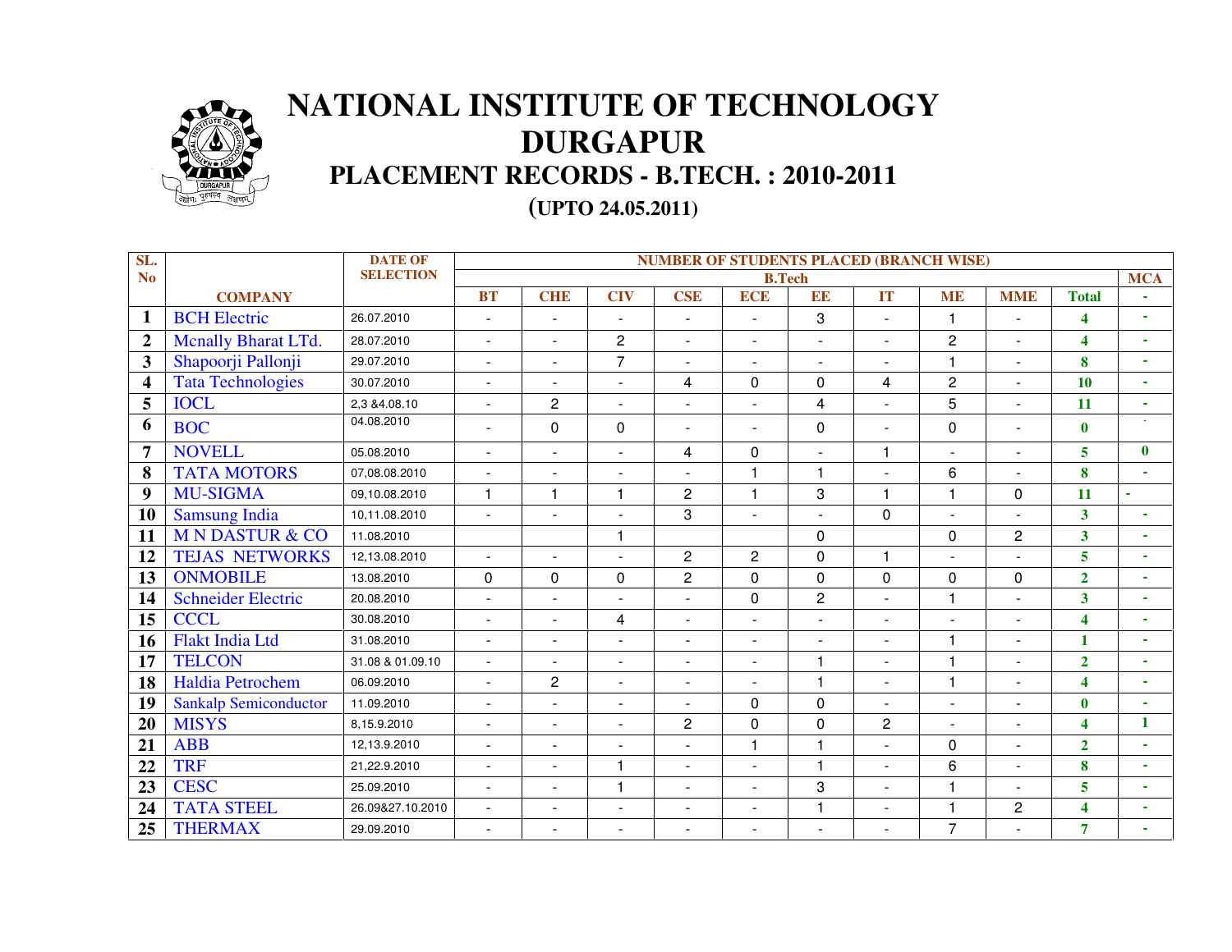# NATIONAL INSTITUTE OF TECHNOLOGY DURGAPUR

## PLACEMENT RECORDS - B.TECH. : 2010-2011

### (UPTO 24.05.2011)

| SL. No | COMPANY | DATE OF SELECTION | NUMBER OF STUDENTS PLACED (BRANCH WISE) | | | | | | | | | | |
|---|---|---|---|---|---|---|---|---|---|---|---|---|---|
| | | | B.Tech | | | | | | | | | | MCA |
| | | | BT | CHE | CIV | CSE | ECE | EE | IT | ME | MME | Total | - |
| 1 | BCH Electric | 26.07.2010 | - | - | - | - | - | 3 | - | 1 | - | 4 | - |
| 2 | Mcnally Bharat LTd. | 28.07.2010 | - | - | 2 | - | - | - | - | 2 | - | 4 | - |
| 3 | Shapoorji Pallonji | 29.07.2010 | - | - | 7 | - | - | - | - | 1 | - | 8 | - |
| 4 | Tata Technologies | 30.07.2010 | - | - | - | 4 | 0 | 0 | 4 | 2 | - | 10 | - |
| 5 | IOCL | 2,3 &4.08.10 | - | 2 | - | - | - | 4 | - | 5 | - | 11 | - |
| 6 | BOC | 04.08.2010 | - | 0 | 0 | - | - | 0 | - | 0 | - | 0 | - |
| 7 | NOVELL | 05.08.2010 | - | - | - | 4 | 0 | - | 1 | - | - | 5 | 0 |
| 8 | TATA MOTORS | 07,08.08.2010 | - | - | - | - | 1 | 1 | - | 6 | - | 8 | - |
| 9 | MU-SIGMA | 09,10.08.2010 | 1 | 1 | 1 | 2 | 1 | 3 | 1 | 1 | 0 | 11 | - |
| 10 | Samsung India | 10,11.08.2010 | - | - | - | 3 | - | - | 0 | - | - | 3 | - |
| 11 | M N DASTUR & CO | 11.08.2010 | | | 1 | | | 0 | | 0 | 2 | 3 | - |
| 12 | TEJAS NETWORKS | 12,13.08.2010 | - | - | - | 2 | 2 | 0 | 1 | - | - | 5 | - |
| 13 | ONMOBILE | 13.08.2010 | 0 | 0 | 0 | 2 | 0 | 0 | 0 | 0 | 0 | 2 | - |
| 14 | Schneider Electric | 20.08.2010 | - | - | - | - | 0 | 2 | - | 1 | - | 3 | - |
| 15 | CCCL | 30.08.2010 | - | - | 4 | - | - | - | - | - | - | 4 | - |
| 16 | Flakt India Ltd | 31.08.2010 | - | - | - | - | - | - | - | 1 | - | 1 | - |
| 17 | TELCON | 31.08 & 01.09.10 | - | - | - | - | - | 1 | - | 1 | - | 2 | - |
| 18 | Haldia Petrochem | 06.09.2010 | - | 2 | - | - | - | 1 | - | 1 | - | 4 | - |
| 19 | Sankalp Semiconductor | 11.09.2010 | - | - | - | - | 0 | 0 | - | - | - | 0 | - |
| 20 | MISYS | 8,15.9.2010 | - | - | - | 2 | 0 | 0 | 2 | - | - | 4 | 1 |
| 21 | ABB | 12,13.9.2010 | - | - | - | - | 1 | 1 | - | 0 | - | 2 | - |
| 22 | TRF | 21,22.9.2010 | - | - | 1 | - | - | 1 | - | 6 | - | 8 | - |
| 23 | CESC | 25.09.2010 | - | - | 1 | - | - | 3 | - | 1 | - | 5 | - |
| 24 | TATA STEEL | 26.09&27.10.2010 | - | - | - | - | - | 1 | - | 1 | 2 | 4 | - |
| 25 | THERMAX | 29.09.2010 | - | - | - | - | - | - | - | 7 | - | 7 | - |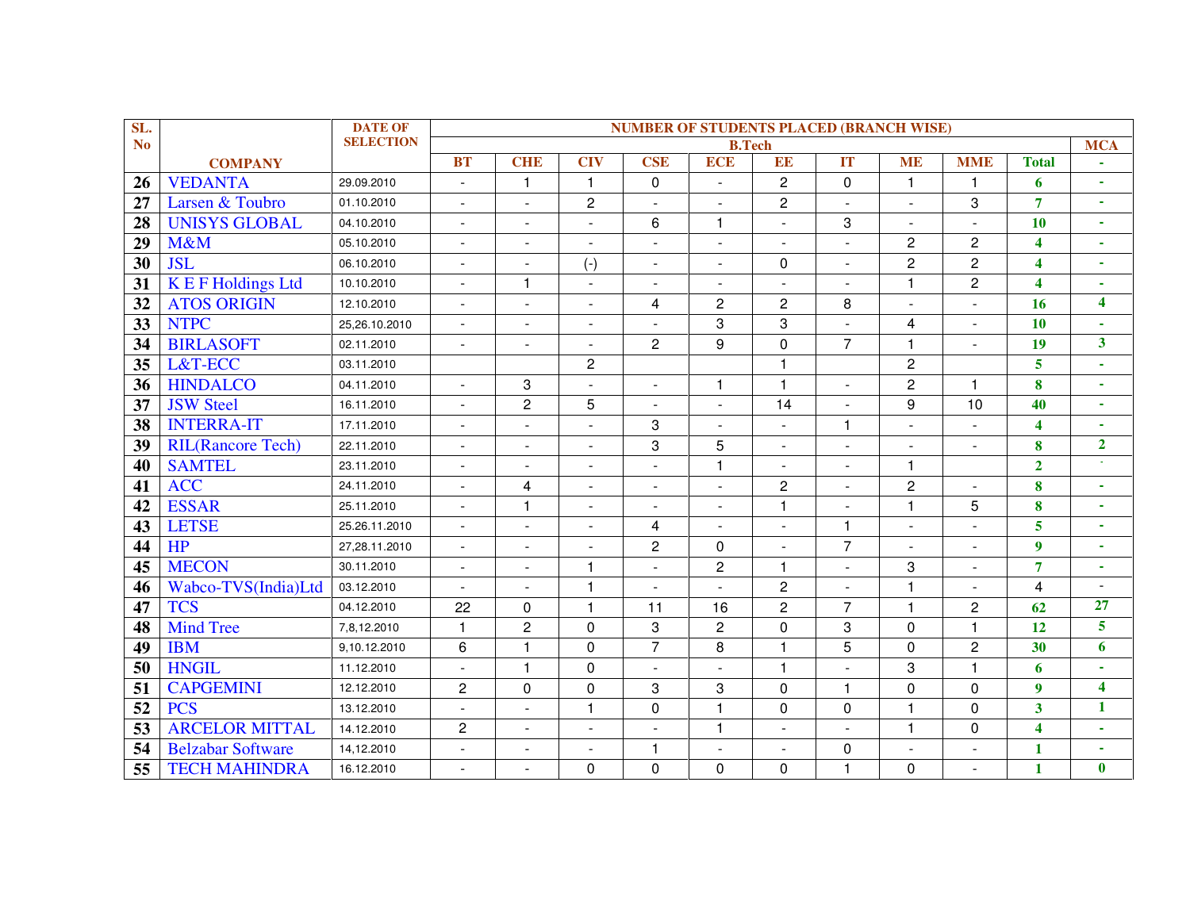| SL. No | COMPANY | DATE OF SELECTION | NUMBER OF STUDENTS PLACED (BRANCH WISE) | | | | | | | | | | |
|---|---|---|---|---|---|---|---|---|---|---|---|---|---|
| | | | B.Tech | | | | | | | | | | MCA |
| | | | BT | CHE | CIV | CSE | ECE | EE | IT | ME | MME | Total | - |
| 26 | VEDANTA | 29.09.2010 | - | 1 | 1 | 0 | - | 2 | 0 | 1 | 1 | 6 | - |
| 27 | Larsen & Toubro | 01.10.2010 | - | - | 2 | - | - | 2 | - | - | 3 | 7 | - |
| 28 | UNISYS GLOBAL | 04.10.2010 | - | - | - | 6 | 1 | - | 3 | - | - | 10 | - |
| 29 | M&M | 05.10.2010 | - | - | - | - | - | - | - | 2 | 2 | 4 | - |
| 30 | JSL | 06.10.2010 | - | - | (-) | - | - | 0 | - | 2 | 2 | 4 | - |
| 31 | K E F Holdings Ltd | 10.10.2010 | - | 1 | - | - | - | - | - | 1 | 2 | 4 | - |
| 32 | ATOS ORIGIN | 12.10.2010 | - | - | - | 4 | 2 | 2 | 8 | - | - | 16 | 4 |
| 33 | NTPC | 25,26.10.2010 | - | - | - | - | 3 | 3 | - | 4 | - | 10 | - |
| 34 | BIRLASOFT | 02.11.2010 | - | - | - | 2 | 9 | 0 | 7 | 1 | - | 19 | 3 |
| 35 | L&T-ECC | 03.11.2010 | | | 2 | | | 1 | | 2 | | 5 | - |
| 36 | HINDALCO | 04.11.2010 | - | 3 | - | - | 1 | 1 | - | 2 | 1 | 8 | - |
| 37 | JSW Steel | 16.11.2010 | - | 2 | 5 | - | - | 14 | - | 9 | 10 | 40 | - |
| 38 | INTERRA-IT | 17.11.2010 | - | - | - | 3 | - | - | 1 | - | - | 4 | - |
| 39 | RIL(Rancore Tech) | 22.11.2010 | - | - | - | 3 | 5 | - | - | - | - | 8 | 2 |
| 40 | SAMTEL | 23.11.2010 | - | - | - | - | 1 | - | - | 1 | | 2 | - |
| 41 | ACC | 24.11.2010 | - | 4 | - | - | - | 2 | - | 2 | - | 8 | - |
| 42 | ESSAR | 25.11.2010 | - | 1 | - | - | - | 1 | - | 1 | 5 | 8 | - |
| 43 | LETSE | 25.26.11.2010 | - | - | - | 4 | - | - | 1 | - | - | 5 | - |
| 44 | HP | 27,28.11.2010 | - | - | - | 2 | 0 | - | 7 | - | - | 9 | - |
| 45 | MECON | 30.11.2010 | - | - | 1 | - | 2 | 1 | - | 3 | - | 7 | - |
| 46 | Wabco-TVS(India)Ltd | 03.12.2010 | - | - | 1 | - | - | 2 | - | 1 | - | 4 | - |
| 47 | TCS | 04.12.2010 | 22 | 0 | 1 | 11 | 16 | 2 | 7 | 1 | 2 | 62 | 27 |
| 48 | Mind Tree | 7,8,12.2010 | 1 | 2 | 0 | 3 | 2 | 0 | 3 | 0 | 1 | 12 | 5 |
| 49 | IBM | 9,10.12.2010 | 6 | 1 | 0 | 7 | 8 | 1 | 5 | 0 | 2 | 30 | 6 |
| 50 | HNGIL | 11.12.2010 | - | 1 | 0 | - | - | 1 | - | 3 | 1 | 6 | - |
| 51 | CAPGEMINI | 12.12.2010 | 2 | 0 | 0 | 3 | 3 | 0 | 1 | 0 | 0 | 9 | 4 |
| 52 | PCS | 13.12.2010 | - | - | 1 | 0 | 1 | 0 | 0 | 1 | 0 | 3 | 1 |
| 53 | ARCELOR MITTAL | 14.12.2010 | 2 | - | - | - | 1 | - | - | 1 | 0 | 4 | - |
| 54 | Belzabar Software | 14,12.2010 | - | - | - | 1 | - | - | 0 | - | - | 1 | - |
| 55 | TECH MAHINDRA | 16.12.2010 | - | - | 0 | 0 | 0 | 0 | 1 | 0 | - | 1 | 0 |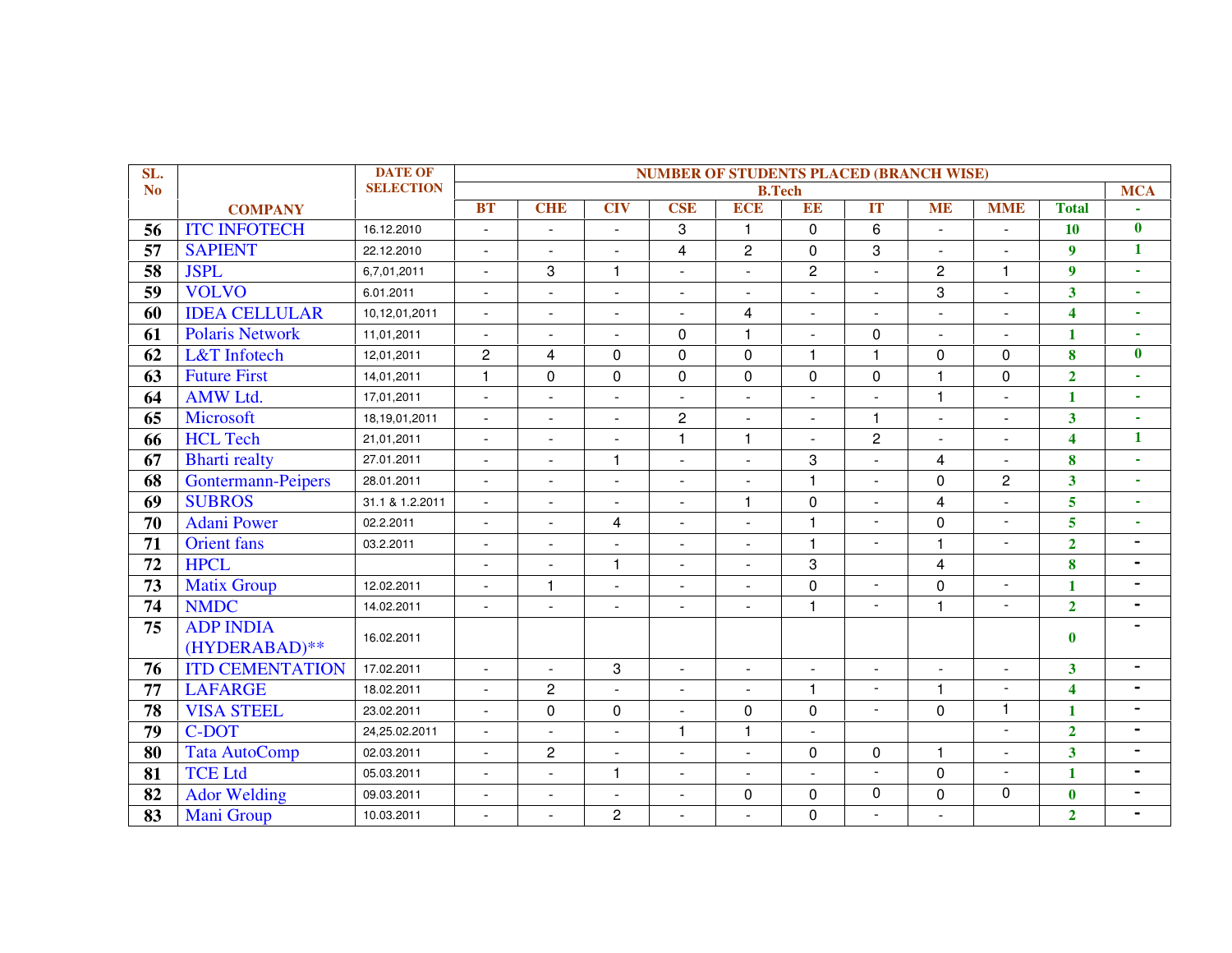| SL. No | COMPANY | DATE OF SELECTION | NUMBER OF STUDENTS PLACED (BRANCH WISE) | | | | | | | | | | |
|---|---|---|---|---|---|---|---|---|---|---|---|---|---|
| | | | B.Tech | | | | | | | | | | MCA |
| | | | BT | CHE | CIV | CSE | ECE | EE | IT | ME | MME | Total | - |
| 56 | ITC INFOTECH | 16.12.2010 | - | - | - | 3 | 1 | 0 | 6 | - | - | 10 | 0 |
| 57 | SAPIENT | 22.12.2010 | - | - | - | 4 | 2 | 0 | 3 | - | - | 9 | 1 |
| 58 | JSPL | 6,7,01,2011 | - | 3 | 1 | - | - | 2 | - | 2 | 1 | 9 | - |
| 59 | VOLVO | 6.01.2011 | - | - | - | - | - | - | - | 3 | - | 3 | - |
| 60 | IDEA CELLULAR | 10,12,01,2011 | - | - | - | - | 4 | - | - | - | - | 4 | - |
| 61 | Polaris Network | 11,01,2011 | - | - | - | 0 | 1 | - | 0 | - | - | 1 | - |
| 62 | L&T Infotech | 12,01,2011 | 2 | 4 | 0 | 0 | 0 | 1 | 1 | 0 | 0 | 8 | 0 |
| 63 | Future First | 14,01,2011 | 1 | 0 | 0 | 0 | 0 | 0 | 0 | 1 | 0 | 2 | - |
| 64 | AMW Ltd. | 17,01,2011 | - | - | - | - | - | - | - | 1 | - | 1 | - |
| 65 | Microsoft | 18,19,01,2011 | - | - | - | 2 | - | - | 1 | - | - | 3 | - |
| 66 | HCL Tech | 21,01,2011 | - | - | - | 1 | 1 | - | 2 | - | - | 4 | 1 |
| 67 | Bharti realty | 27.01.2011 | - | - | 1 | - | - | 3 | - | 4 | - | 8 | - |
| 68 | Gontermann-Peipers | 28.01.2011 | - | - | - | - | - | 1 | - | 0 | 2 | 3 | - |
| 69 | SUBROS | 31.1 & 1.2.2011 | - | - | - | - | 1 | 0 | - | 4 | - | 5 | - |
| 70 | Adani Power | 02.2.2011 | - | - | 4 | - | - | 1 | - | 0 | - | 5 | - |
| 71 | Orient fans | 03.2.2011 | - | - | - | - | - | 1 | - | 1 | - | 2 | - |
| 72 | HPCL | | - | - | 1 | - | - | 3 | | 4 | | 8 | - |
| 73 | Matix Group | 12.02.2011 | - | 1 | - | - | - | 0 | - | 0 | - | 1 | - |
| 74 | NMDC | 14.02.2011 | - | - | - | - | - | 1 | - | 1 | - | 2 | - |
| 75 | ADP INDIA (HYDERABAD)** | 16.02.2011 | | | | | | | | | | 0 | - |
| 76 | ITD CEMENTATION | 17.02.2011 | - | - | 3 | - | - | - | - | - | - | 3 | - |
| 77 | LAFARGE | 18.02.2011 | - | 2 | - | - | - | 1 | - | 1 | - | 4 | - |
| 78 | VISA STEEL | 23.02.2011 | - | 0 | 0 | - | 0 | 0 | - | 0 | 1 | 1 | - |
| 79 | C-DOT | 24,25.02.2011 | - | - | - | 1 | 1 | - | | | - | 2 | - |
| 80 | Tata AutoComp | 02.03.2011 | - | 2 | - | - | - | 0 | 0 | 1 | - | 3 | - |
| 81 | TCE Ltd | 05.03.2011 | - | - | 1 | - | - | - | - | 0 | - | 1 | - |
| 82 | Ador Welding | 09.03.2011 | - | - | - | - | 0 | 0 | 0 | 0 | 0 | 0 | - |
| 83 | Mani Group | 10.03.2011 | - | - | 2 | - | - | 0 | - | - | | 2 | - |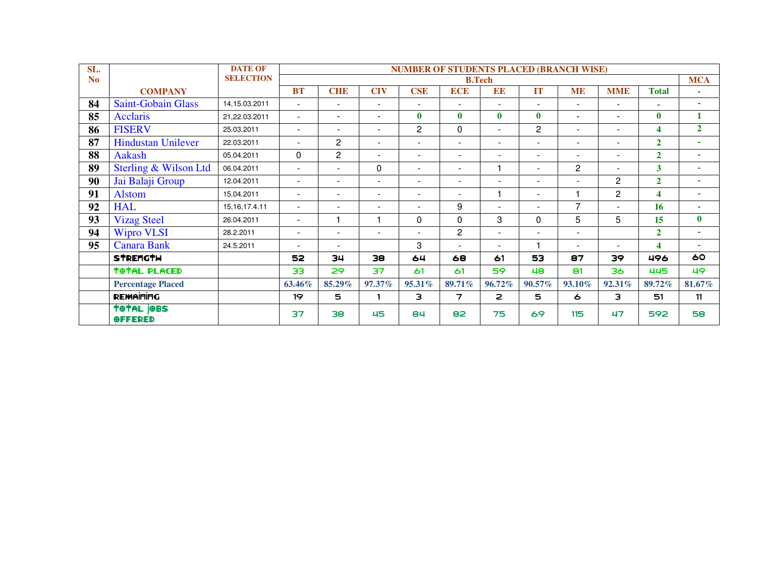| SL. No | COMPANY | DATE OF SELECTION | NUMBER OF STUDENTS PLACED (BRANCH WISE) | | | | | | | | | | |
|---|---|---|---|---|---|---|---|---|---|---|---|---|---|
| | | | B.Tech | | | | | | | | | | MCA |
| | | | BT | CHE | CIV | CSE | ECE | EE | IT | ME | MME | Total | - |
| 84 | Saint-Gobain Glass | 14,15.03.2011 | - | - | - | - | - | - | - | - | - | - | - |
| 85 | Acclaris | 21,22.03.2011 | - | - | - | 0 | 0 | 0 | 0 | - | - | 0 | 1 |
| 86 | FISERV | 25.03.2011 | - | - | - | 2 | 0 | - | 2 | - | - | 4 | 2 |
| 87 | Hindustan Unilever | 22.03.2011 | - | 2 | - | - | - | - | - | - | - | 2 | - |
| 88 | Aakash | 05.04.2011 | 0 | 2 | - | - | - | - | - | - | - | 2 | - |
| 89 | Sterling & Wilson Ltd | 06.04.2011 | - | - | 0 | - | - | 1 | - | 2 | - | 3 | - |
| 90 | Jai Balaji Group | 12.04.2011 | - | - | - | - | - | - | - | - | 2 | 2 | - |
| 91 | Alstom | 15.04.2011 | - | - | - | - | - | 1 | - | 1 | 2 | 4 | - |
| 92 | HAL | 15,16,17.4.11 | - | - | - | - | 9 | - | - | 7 | - | 16 | - |
| 93 | Vizag Steel | 26.04.2011 | - | 1 | 1 | 0 | 0 | 3 | 0 | 5 | 5 | 15 | 0 |
| 94 | Wipro VLSI | 28.2.2011 | - | - | - | - | 2 | - | - | - | | 2 | - |
| 95 | Canara Bank | 24.5.2011 | - | - | | 3 | - | - | 1 | - | - | 4 | - |
| | STRENGTH | | 52 | 34 | 38 | 64 | 68 | 61 | 53 | 87 | 39 | 496 | 60 |
| | TOTAL PLACED | | 33 | 29 | 37 | 61 | 61 | 59 | 48 | 81 | 36 | 445 | 49 |
| | Percentage Placed | | 63.46% | 85.29% | 97.37% | 95.31% | 89.71% | 96.72% | 90.57% | 93.10% | 92.31% | 89.72% | 81.67% |
| | REMAINING | | 19 | 5 | 1 | 3 | 7 | 2 | 5 | 6 | 3 | 51 | 11 |
| | TOTAL JOBS OFFERED | | 37 | 38 | 45 | 84 | 82 | 75 | 69 | 115 | 47 | 592 | 58 |